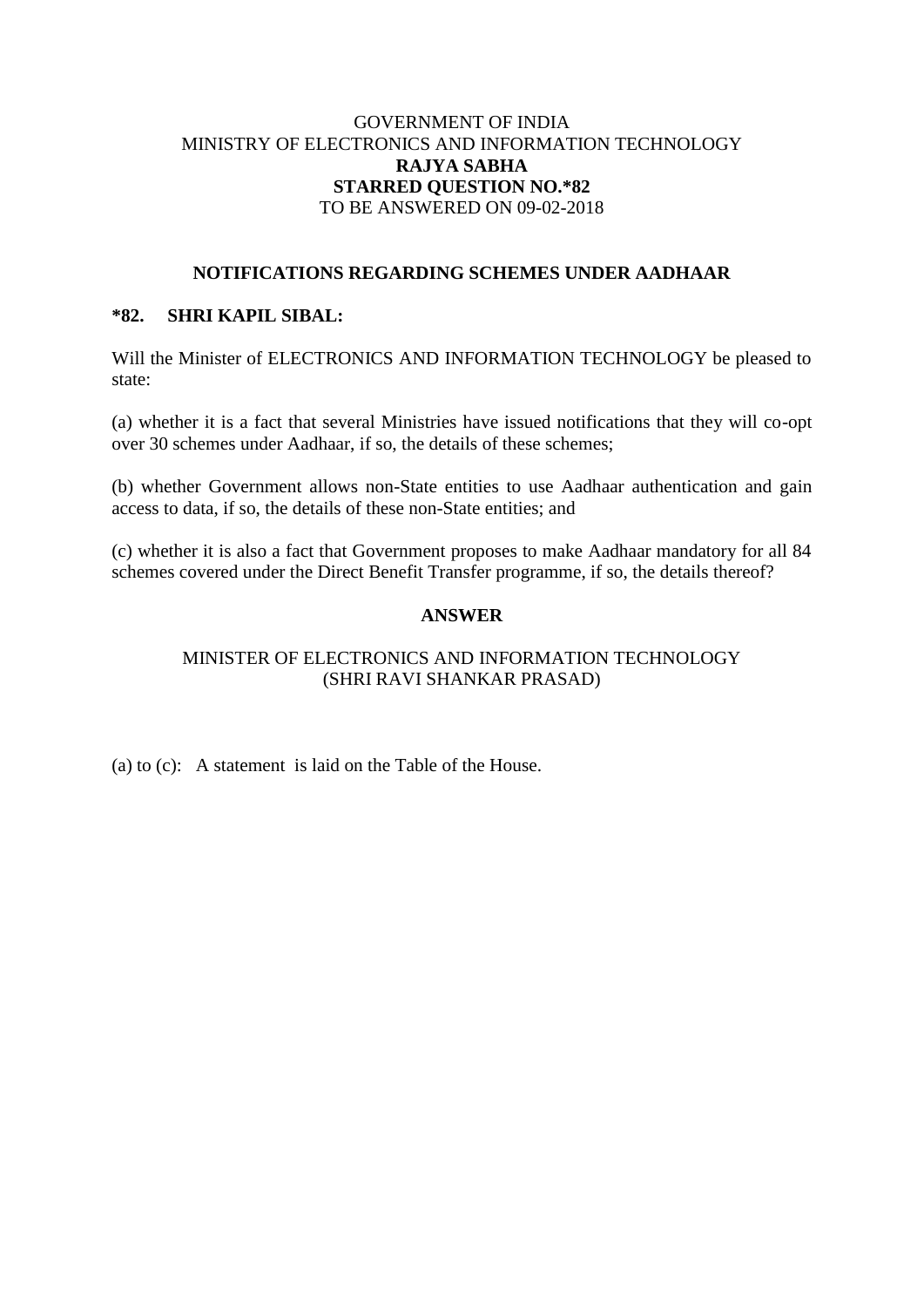GOVERNMENT OF INDIA
MINISTRY OF ELECTRONICS AND INFORMATION TECHNOLOGY
**RAJYA SABHA**
**STARRED QUESTION NO.*82**
TO BE ANSWERED ON 09-02-2018

## NOTIFICATIONS REGARDING SCHEMES UNDER AADHAAR

**\*82. SHRI KAPIL SIBAL:**

Will the Minister of ELECTRONICS AND INFORMATION TECHNOLOGY be pleased to state:

(a) whether it is a fact that several Ministries have issued notifications that they will co-opt over 30 schemes under Aadhaar, if so, the details of these schemes;

(b) whether Government allows non-State entities to use Aadhaar authentication and gain access to data, if so, the details of these non-State entities; and

(c) whether it is also a fact that Government proposes to make Aadhaar mandatory for all 84 schemes covered under the Direct Benefit Transfer programme, if so, the details thereof?

**ANSWER**

MINISTER OF ELECTRONICS AND INFORMATION TECHNOLOGY
(SHRI RAVI SHANKAR PRASAD)

(a) to (c): A statement is laid on the Table of the House.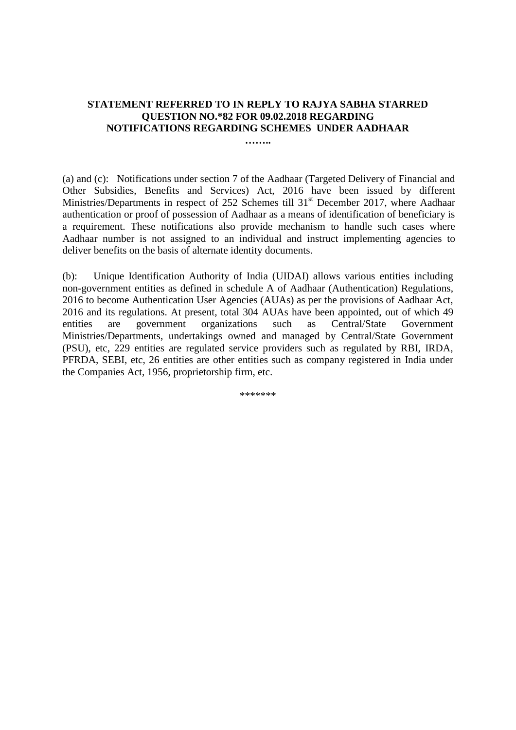**STATEMENT REFERRED TO IN REPLY TO RAJYA SABHA STARRED QUESTION NO.*82 FOR 09.02.2018 REGARDING NOTIFICATIONS REGARDING SCHEMES UNDER AADHAAR**

**……..**

(a) and (c): Notifications under section 7 of the Aadhaar (Targeted Delivery of Financial and Other Subsidies, Benefits and Services) Act, 2016 have been issued by different Ministries/Departments in respect of 252 Schemes till 31st December 2017, where Aadhaar authentication or proof of possession of Aadhaar as a means of identification of beneficiary is a requirement. These notifications also provide mechanism to handle such cases where Aadhaar number is not assigned to an individual and instruct implementing agencies to deliver benefits on the basis of alternate identity documents.

(b): Unique Identification Authority of India (UIDAI) allows various entities including non-government entities as defined in schedule A of Aadhaar (Authentication) Regulations, 2016 to become Authentication User Agencies (AUAs) as per the provisions of Aadhaar Act, 2016 and its regulations. At present, total 304 AUAs have been appointed, out of which 49 entities are government organizations such as Central/State Government Ministries/Departments, undertakings owned and managed by Central/State Government (PSU), etc, 229 entities are regulated service providers such as regulated by RBI, IRDA, PFRDA, SEBI, etc, 26 entities are other entities such as company registered in India under the Companies Act, 1956, proprietorship firm, etc.

*******